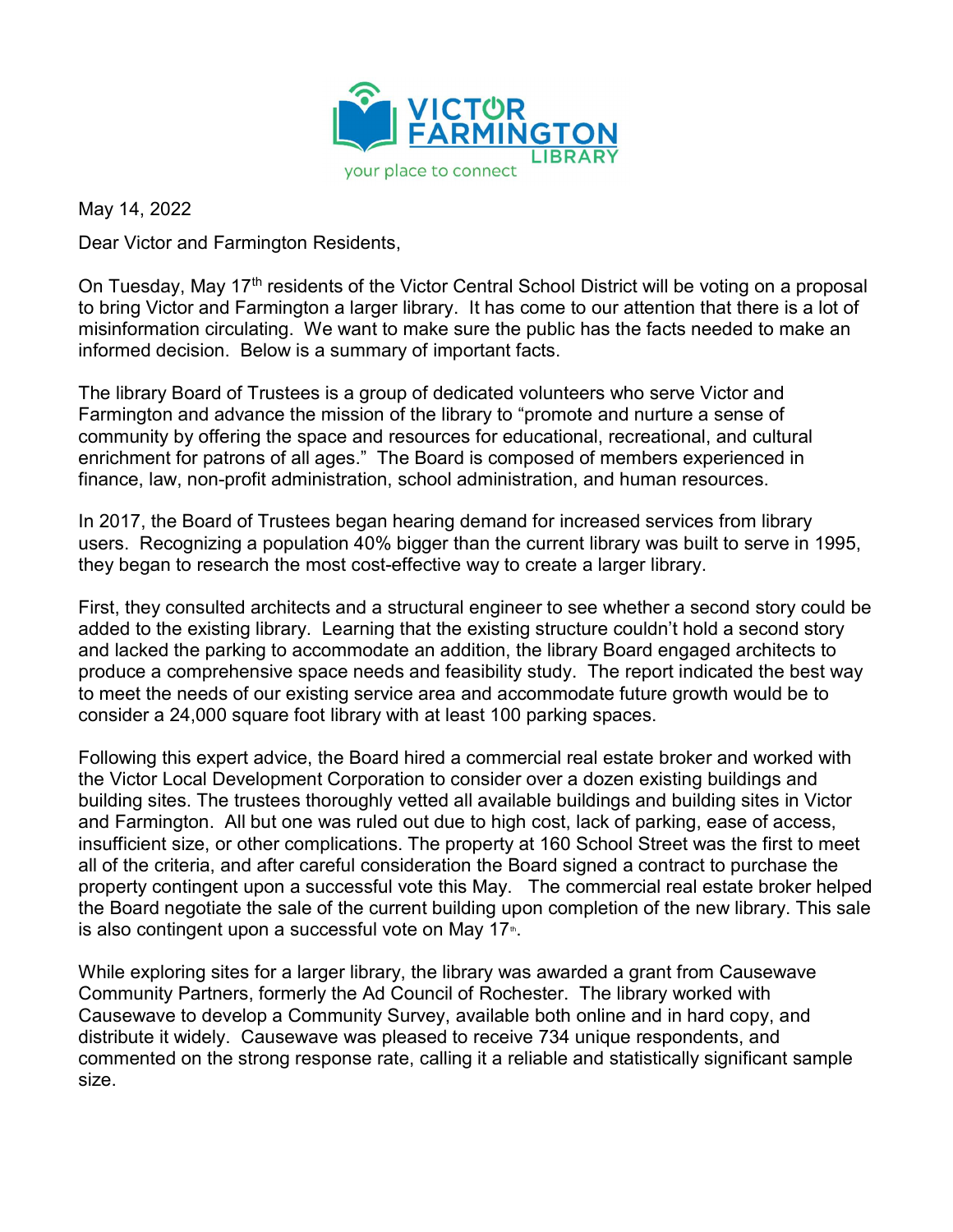May 14, 2022

Dear Victor and Farmington Residents,

On Tuesday, May 17th residents of the Victor Central School District will be voting on a proposal to bring Victor and Farmington a larger library. It has come to our attention that there is a lot of misinformation circulating. We want to make sure the public has the facts needed to make an informed decision. Below is a summary of important facts.

The library Board of Trustees is a group of dedicated volunteers who serve Victor and Farmington and advance the mission of the library to "promote and nurture a sense of community by offering the space and resources for educational, recreational, and cultural enrichment for patrons of all ages." The Board is composed of members experienced in finance, law, non-profit administration, school administration, and human resources.

In 2017, the Board of Trustees began hearing demand for increased services from library users. Recognizing a population 40% bigger than the current library was built to serve in 1995, they began to research the most cost-effective way to create a larger library.

First, they consulted architects and a structural engineer to see whether a second story could be added to the existing library. Learning that the existing structure couldn't hold a second story and lacked the parking to accommodate an addition, the library Board engaged architects to produce a comprehensive space needs and feasibility study. The report indicated the best way to meet the needs of our existing service area and accommodate future growth would be to consider a 24,000 square foot library with at least 100 parking spaces.

Following this expert advice, the Board hired a commercial real estate broker and worked with the Victor Local Development Corporation to consider over a dozen existing buildings and building sites. The trustees thoroughly vetted all available buildings and building sites in Victor and Farmington. All but one was ruled out due to high cost, lack of parking, ease of access, insufficient size, or other complications. The property at 160 School Street was the first to meet all of the criteria, and after careful consideration the Board signed a contract to purchase the property contingent upon a successful vote this May. The commercial real estate broker helped the Board negotiate the sale of the current building upon completion of the new library. This sale is also contingent upon a successful vote on May 17th.

While exploring sites for a larger library, the library was awarded a grant from Causewave Community Partners, formerly the Ad Council of Rochester. The library worked with Causewave to develop a Community Survey, available both online and in hard copy, and distribute it widely. Causewave was pleased to receive 734 unique respondents, and commented on the strong response rate, calling it a reliable and statistically significant sample size.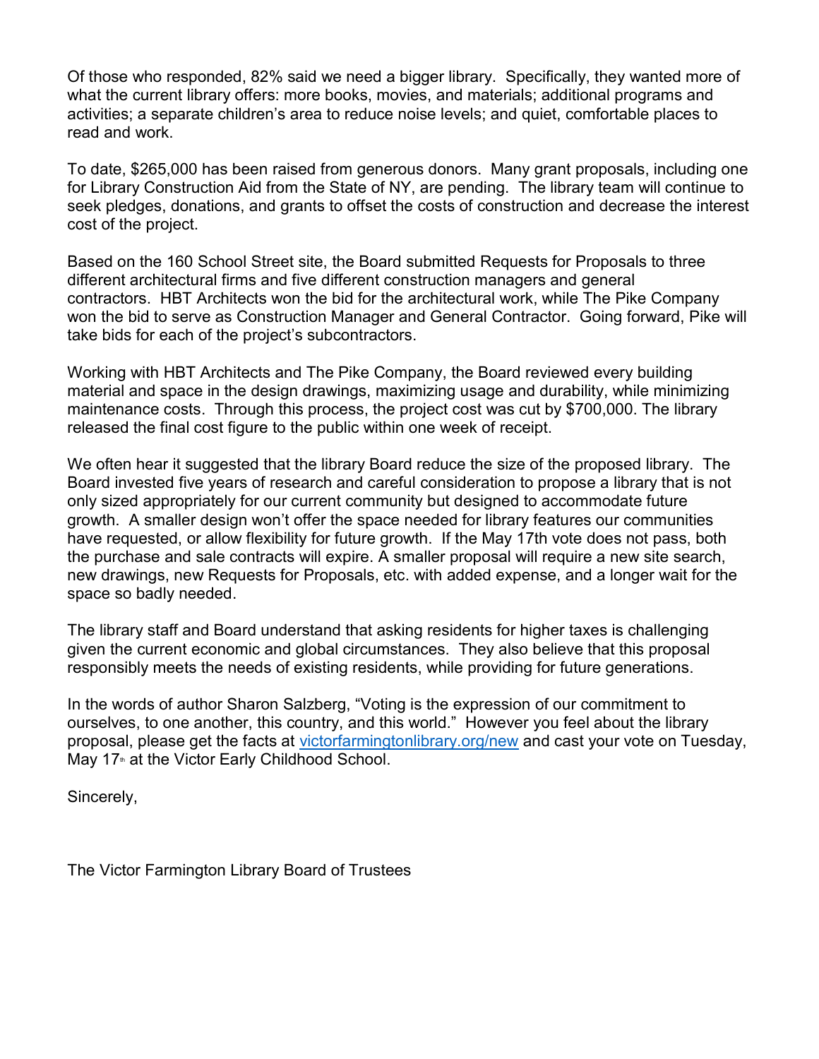Of those who responded, 82% said we need a bigger library. Specifically, they wanted more of what the current library offers: more books, movies, and materials; additional programs and activities; a separate children's area to reduce noise levels; and quiet, comfortable places to read and work.

To date, $265,000 has been raised from generous donors. Many grant proposals, including one for Library Construction Aid from the State of NY, are pending. The library team will continue to seek pledges, donations, and grants to offset the costs of construction and decrease the interest cost of the project.

Based on the 160 School Street site, the Board submitted Requests for Proposals to three different architectural firms and five different construction managers and general contractors. HBT Architects won the bid for the architectural work, while The Pike Company won the bid to serve as Construction Manager and General Contractor. Going forward, Pike will take bids for each of the project's subcontractors.

Working with HBT Architects and The Pike Company, the Board reviewed every building material and space in the design drawings, maximizing usage and durability, while minimizing maintenance costs. Through this process, the project cost was cut by $700,000. The library released the final cost figure to the public within one week of receipt.

We often hear it suggested that the library Board reduce the size of the proposed library. The Board invested five years of research and careful consideration to propose a library that is not only sized appropriately for our current community but designed to accommodate future growth. A smaller design won't offer the space needed for library features our communities have requested, or allow flexibility for future growth. If the May 17th vote does not pass, both the purchase and sale contracts will expire. A smaller proposal will require a new site search, new drawings, new Requests for Proposals, etc. with added expense, and a longer wait for the space so badly needed.

The library staff and Board understand that asking residents for higher taxes is challenging given the current economic and global circumstances. They also believe that this proposal responsibly meets the needs of existing residents, while providing for future generations.

In the words of author Sharon Salzberg, "Voting is the expression of our commitment to ourselves, to one another, this country, and this world." However you feel about the library proposal, please get the facts at victorfarmingtonlibrary.org/new and cast your vote on Tuesday, May 17th at the Victor Early Childhood School.

Sincerely,

The Victor Farmington Library Board of Trustees